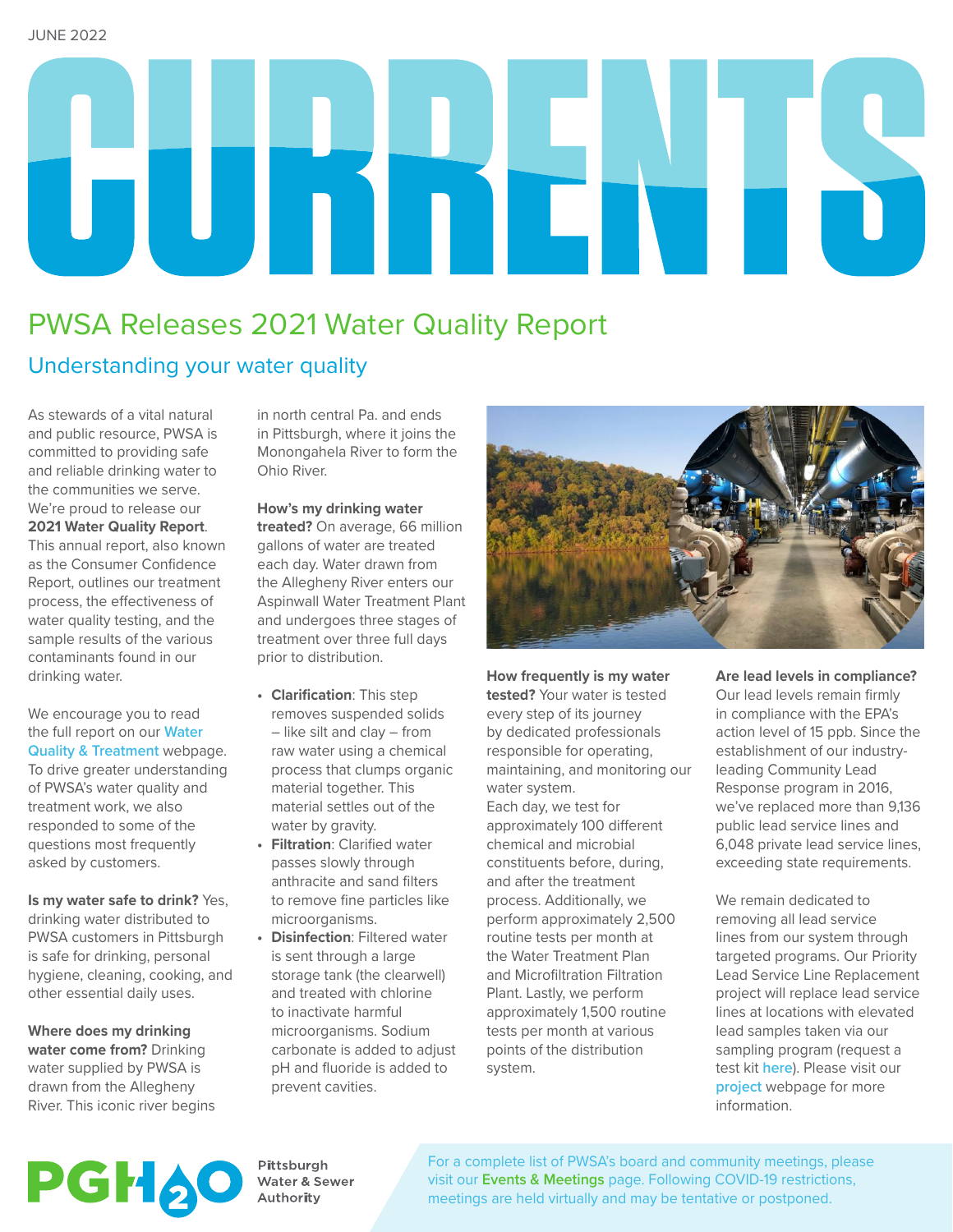JUNE 2022

# CURRENTS

## PWSA Releases 2021 Water Quality Report

### Understanding your water quality

As stewards of a vital natural and public resource, PWSA is committed to providing safe and reliable drinking water to the communities we serve. We're proud to release our **2021 Water Quality Report**. This annual report, also known as the Consumer Confidence Report, outlines our treatment process, the effectiveness of water quality testing, and the sample results of the various contaminants found in our drinking water.

We encourage you to read the full report on our Water Quality & Treatment webpage. To drive greater understanding of PWSA's water quality and treatment work, we also responded to some of the questions most frequently asked by customers.

**Is my water safe to drink?** Yes, drinking water distributed to PWSA customers in Pittsburgh is safe for drinking, personal hygiene, cleaning, cooking, and other essential daily uses.

**Where does my drinking water come from?** Drinking water supplied by PWSA is drawn from the Allegheny River. This iconic river begins in north central Pa. and ends in Pittsburgh, where it joins the Monongahela River to form the Ohio River.

**How's my drinking water treated?** On average, 66 million gallons of water are treated each day. Water drawn from the Allegheny River enters our Aspinwall Water Treatment Plant and undergoes three stages of treatment over three full days prior to distribution.

- **Clarification**: This step removes suspended solids – like silt and clay – from raw water using a chemical process that clumps organic material together. This material settles out of the water by gravity.
- **Filtration**: Clarified water passes slowly through anthracite and sand filters to remove fine particles like microorganisms.
- **Disinfection**: Filtered water is sent through a large storage tank (the clearwell) and treated with chlorine to inactivate harmful microorganisms. Sodium carbonate is added to adjust pH and fluoride is added to prevent cavities.

**How frequently is my water tested?** Your water is tested every step of its journey by dedicated professionals responsible for operating, maintaining, and monitoring our water system.
Each day, we test for approximately 100 different chemical and microbial constituents before, during, and after the treatment process. Additionally, we perform approximately 2,500 routine tests per month at the Water Treatment Plan and Microfiltration Filtration Plant. Lastly, we perform approximately 1,500 routine tests per month at various points of the distribution system.

**Are lead levels in compliance?** Our lead levels remain firmly in compliance with the EPA's action level of 15 ppb. Since the establishment of our industry-leading Community Lead Response program in 2016, we've replaced more than 9,136 public lead service lines and 6,048 private lead service lines, exceeding state requirements.

We remain dedicated to removing all lead service lines from our system through targeted programs. Our Priority Lead Service Line Replacement project will replace lead service lines at locations with elevated lead samples taken via our sampling program (request a test kit here). Please visit our project webpage for more information.

PGH2O Pittsburgh Water & Sewer Authority

For a complete list of PWSA's board and community meetings, please visit our **Events & Meetings** page. Following COVID-19 restrictions, meetings are held virtually and may be tentative or postponed.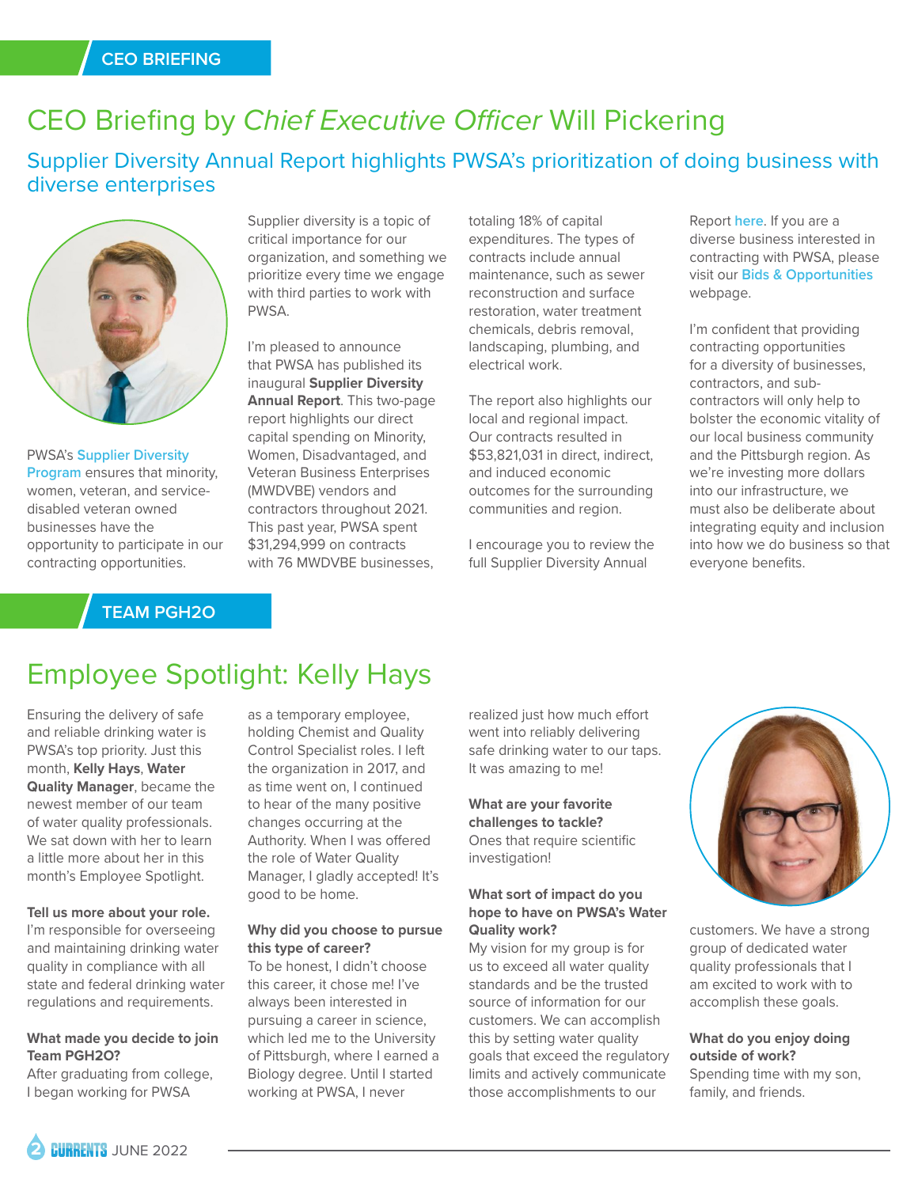CEO BRIEFING

# CEO Briefing by *Chief Executive Officer* Will Pickering

## Supplier Diversity Annual Report highlights PWSA's prioritization of doing business with diverse enterprises

PWSA's Supplier Diversity Program ensures that minority, women, veteran, and service-disabled veteran owned businesses have the opportunity to participate in our contracting opportunities.

Supplier diversity is a topic of critical importance for our organization, and something we prioritize every time we engage with third parties to work with PWSA.

I'm pleased to announce that PWSA has published its inaugural **Supplier Diversity Annual Report**. This two-page report highlights our direct capital spending on Minority, Women, Disadvantaged, and Veteran Business Enterprises (MWDVBE) vendors and contractors throughout 2021. This past year, PWSA spent $31,294,999 on contracts with 76 MWDVBE businesses, totaling 18% of capital expenditures. The types of contracts include annual maintenance, such as sewer reconstruction and surface restoration, water treatment chemicals, debris removal, landscaping, plumbing, and electrical work.

The report also highlights our local and regional impact. Our contracts resulted in $53,821,031 in direct, indirect, and induced economic outcomes for the surrounding communities and region.

I encourage you to review the full Supplier Diversity Annual Report here. If you are a diverse business interested in contracting with PWSA, please visit our Bids & Opportunities webpage.

I'm confident that providing contracting opportunities for a diversity of businesses, contractors, and sub-contractors will only help to bolster the economic vitality of our local business community and the Pittsburgh region. As we're investing more dollars into our infrastructure, we must also be deliberate about integrating equity and inclusion into how we do business so that everyone benefits.

TEAM PGH2O

# Employee Spotlight: Kelly Hays

Ensuring the delivery of safe and reliable drinking water is PWSA's top priority. Just this month, **Kelly Hays**, **Water Quality Manager**, became the newest member of our team of water quality professionals. We sat down with her to learn a little more about her in this month's Employee Spotlight.

**Tell us more about your role.**
I'm responsible for overseeing and maintaining drinking water quality in compliance with all state and federal drinking water regulations and requirements.

**What made you decide to join Team PGH2O?**
After graduating from college, I began working for PWSA as a temporary employee, holding Chemist and Quality Control Specialist roles. I left the organization in 2017, and as time went on, I continued to hear of the many positive changes occurring at the Authority. When I was offered the role of Water Quality Manager, I gladly accepted! It's good to be home.

**Why did you choose to pursue this type of career?**
To be honest, I didn't choose this career, it chose me! I've always been interested in pursuing a career in science, which led me to the University of Pittsburgh, where I earned a Biology degree. Until I started working at PWSA, I never realized just how much effort went into reliably delivering safe drinking water to our taps. It was amazing to me!

**What are your favorite challenges to tackle?**
Ones that require scientific investigation!

**What sort of impact do you hope to have on PWSA's Water Quality work?**
My vision for my group is for us to exceed all water quality standards and be the trusted source of information for our customers. We can accomplish this by setting water quality goals that exceed the regulatory limits and actively communicate those accomplishments to our customers. We have a strong group of dedicated water quality professionals that I am excited to work with to accomplish these goals.

**What do you enjoy doing outside of work?**
Spending time with my son, family, and friends.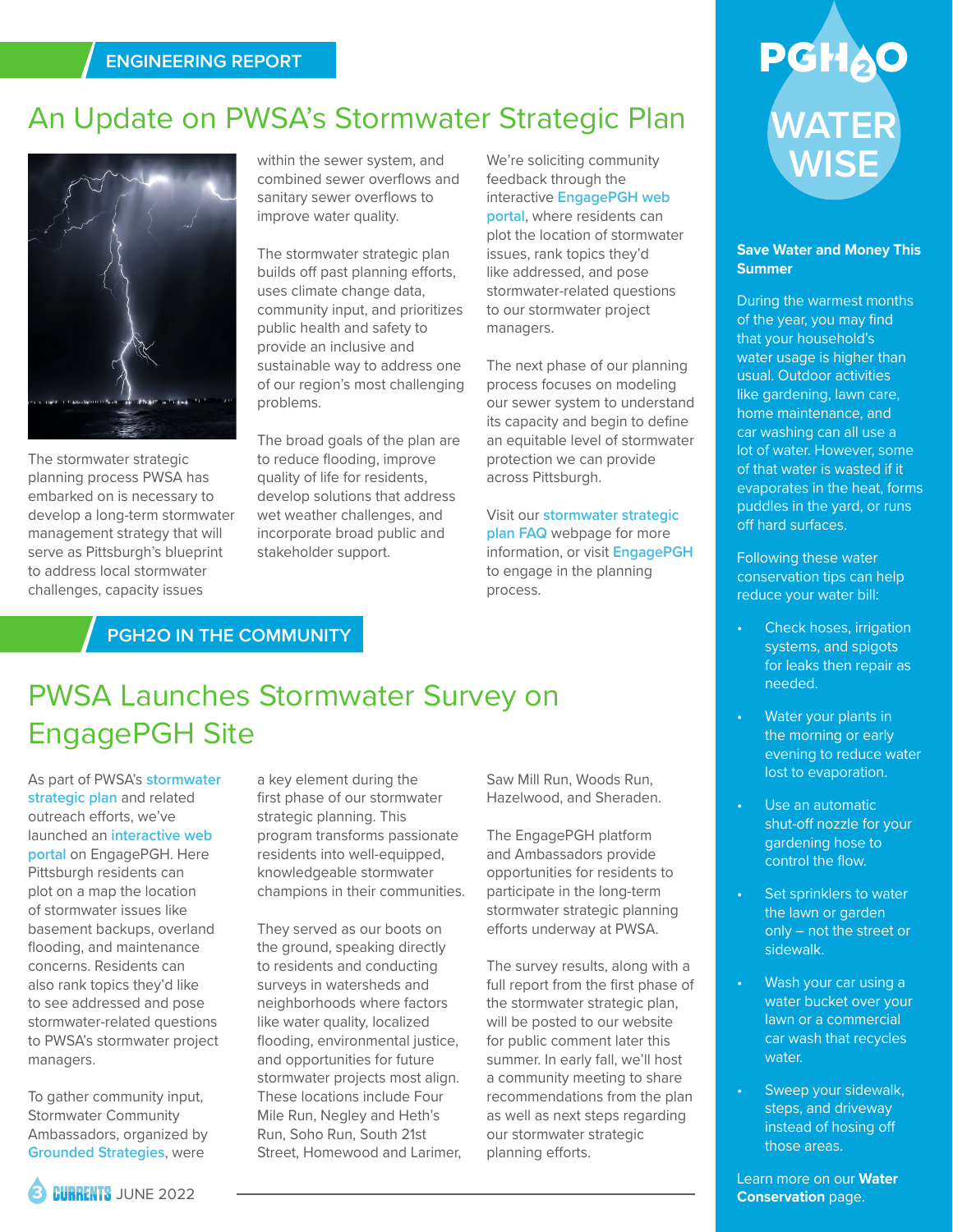ENGINEERING REPORT

# An Update on PWSA's Stormwater Strategic Plan

The stormwater strategic planning process PWSA has embarked on is necessary to develop a long-term stormwater management strategy that will serve as Pittsburgh's blueprint to address local stormwater challenges, capacity issues within the sewer system, and combined sewer overflows and sanitary sewer overflows to improve water quality.

The stormwater strategic plan builds off past planning efforts, uses climate change data, community input, and prioritizes public health and safety to provide an inclusive and sustainable way to address one of our region's most challenging problems.

The broad goals of the plan are to reduce flooding, improve quality of life for residents, develop solutions that address wet weather challenges, and incorporate broad public and stakeholder support.

We're soliciting community feedback through the interactive EngagePGH web portal, where residents can plot the location of stormwater issues, rank topics they'd like addressed, and pose stormwater-related questions to our stormwater project managers.

The next phase of our planning process focuses on modeling our sewer system to understand its capacity and begin to define an equitable level of stormwater protection we can provide across Pittsburgh.

Visit our stormwater strategic plan FAQ webpage for more information, or visit EngagePGH to engage in the planning process.

PGH2O IN THE COMMUNITY

# PWSA Launches Stormwater Survey on EngagePGH Site

As part of PWSA's stormwater strategic plan and related outreach efforts, we've launched an interactive web portal on EngagePGH. Here Pittsburgh residents can plot on a map the location of stormwater issues like basement backups, overland flooding, and maintenance concerns. Residents can also rank topics they'd like to see addressed and pose stormwater-related questions to PWSA's stormwater project managers.

To gather community input, Stormwater Community Ambassadors, organized by Grounded Strategies, were a key element during the first phase of our stormwater strategic planning. This program transforms passionate residents into well-equipped, knowledgeable stormwater champions in their communities.

They served as our boots on the ground, speaking directly to residents and conducting surveys in watersheds and neighborhoods where factors like water quality, localized flooding, environmental justice, and opportunities for future stormwater projects most align. These locations include Four Mile Run, Negley and Heth's Run, Soho Run, South 21st Street, Homewood and Larimer, Saw Mill Run, Woods Run, Hazelwood, and Sheraden.

The EngagePGH platform and Ambassadors provide opportunities for residents to participate in the long-term stormwater strategic planning efforts underway at PWSA.

The survey results, along with a full report from the first phase of the stormwater strategic plan, will be posted to our website for public comment later this summer. In early fall, we'll host a community meeting to share recommendations from the plan as well as next steps regarding our stormwater strategic planning efforts.

# PGH2O WATER WISE

## Save Water and Money This Summer

During the warmest months of the year, you may find that your household's water usage is higher than usual. Outdoor activities like gardening, lawn care, home maintenance, and car washing can all use a lot of water. However, some of that water is wasted if it evaporates in the heat, forms puddles in the yard, or runs off hard surfaces.

Following these water conservation tips can help reduce your water bill:

- Check hoses, irrigation systems, and spigots for leaks then repair as needed.
- Water your plants in the morning or early evening to reduce water lost to evaporation.
- Use an automatic shut-off nozzle for your gardening hose to control the flow.
- Set sprinklers to water the lawn or garden only – not the street or sidewalk.
- Wash your car using a water bucket over your lawn or a commercial car wash that recycles water.
- Sweep your sidewalk, steps, and driveway instead of hosing off those areas.

Learn more on our **Water Conservation** page.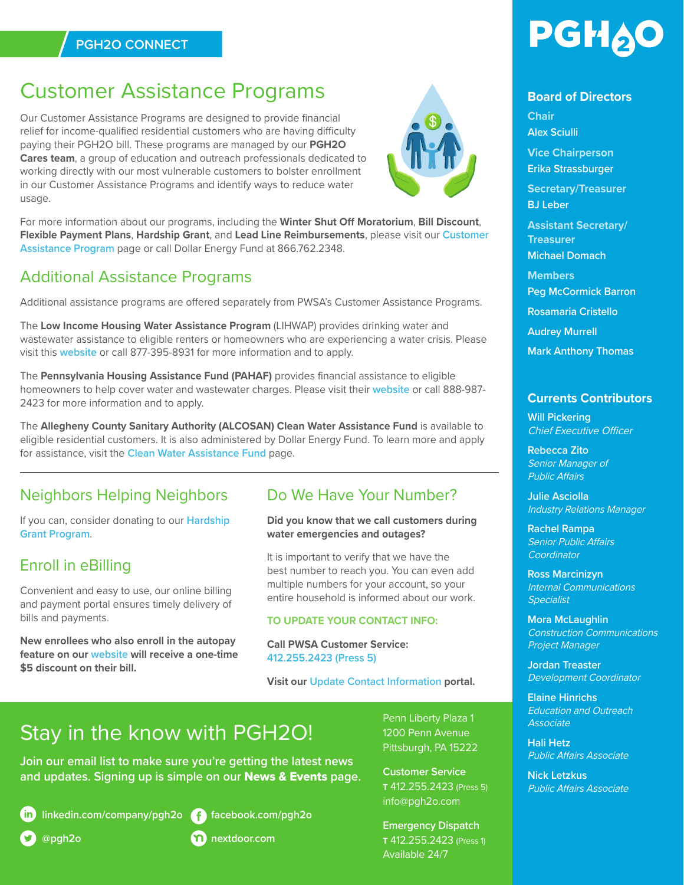PGH2O CONNECT

# Customer Assistance Programs

Our Customer Assistance Programs are designed to provide financial relief for income-qualified residential customers who are having difficulty paying their PGH2O bill. These programs are managed by our **PGH2O Cares team**, a group of education and outreach professionals dedicated to working directly with our most vulnerable customers to bolster enrollment in our Customer Assistance Programs and identify ways to reduce water usage.

For more information about our programs, including the **Winter Shut Off Moratorium**, **Bill Discount**, **Flexible Payment Plans**, **Hardship Grant**, and **Lead Line Reimbursements**, please visit our Customer Assistance Program page or call Dollar Energy Fund at 866.762.2348.

## Additional Assistance Programs

Additional assistance programs are offered separately from PWSA's Customer Assistance Programs.

The **Low Income Housing Water Assistance Program** (LIHWAP) provides drinking water and wastewater assistance to eligible renters or homeowners who are experiencing a water crisis. Please visit this website or call 877-395-8931 for more information and to apply.

The **Pennsylvania Housing Assistance Fund (PAHAF)** provides financial assistance to eligible homeowners to help cover water and wastewater charges. Please visit their website or call 888-987-2423 for more information and to apply.

The **Allegheny County Sanitary Authority (ALCOSAN) Clean Water Assistance Fund** is available to eligible residential customers. It is also administered by Dollar Energy Fund. To learn more and apply for assistance, visit the Clean Water Assistance Fund page.

## Neighbors Helping Neighbors

If you can, consider donating to our Hardship Grant Program.

## Enroll in eBilling

Convenient and easy to use, our online billing and payment portal ensures timely delivery of bills and payments.

**New enrollees who also enroll in the autopay feature on our website will receive a one-time $5 discount on their bill.**

## Do We Have Your Number?

**Did you know that we call customers during water emergencies and outages?**

It is important to verify that we have the best number to reach you. You can even add multiple numbers for your account, so your entire household is informed about our work.

**TO UPDATE YOUR CONTACT INFO:**

**Call PWSA Customer Service:**
412.255.2423 (Press 5)

**Visit our** Update Contact Information **portal.**

## Stay in the know with PGH2O!

Join our email list to make sure you're getting the latest news and updates. Signing up is simple on our **News & Events** page.

linkedin.com/company/pgh2o
facebook.com/pgh2o
@pgh2o
nextdoor.com

Penn Liberty Plaza 1
1200 Penn Avenue
Pittsburgh, PA 15222

**Customer Service**
T 412.255.2423 (Press 5)
info@pgh2o.com

**Emergency Dispatch**
T 412.255.2423 (Press 1)
Available 24/7

PGH2O

### Board of Directors

**Chair**
Alex Sciulli

**Vice Chairperson**
Erika Strassburger

**Secretary/Treasurer**
BJ Leber

**Assistant Secretary/Treasurer**
Michael Domach

**Members**
Peg McCormick Barron
Rosamaria Cristello
Audrey Murrell
Mark Anthony Thomas

### Currents Contributors

Will Pickering
*Chief Executive Officer*

Rebecca Zito
*Senior Manager of Public Affairs*

Julie Asciolla
*Industry Relations Manager*

Rachel Rampa
*Senior Public Affairs Coordinator*

Ross Marcinizyn
*Internal Communications Specialist*

Mora McLaughlin
*Construction Communications Project Manager*

Jordan Treaster
*Development Coordinator*

Elaine Hinrichs
*Education and Outreach Associate*

Hali Hetz
*Public Affairs Associate*

Nick Letzkus
*Public Affairs Associate*